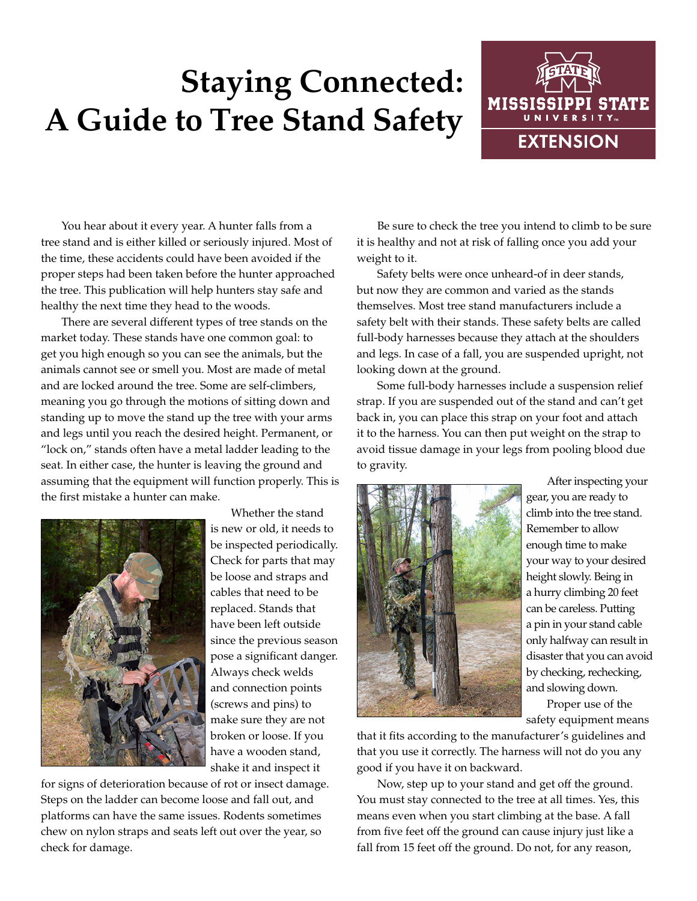# Staying Connected: A Guide to Tree Stand Safety

You hear about it every year. A hunter falls from a tree stand and is either killed or seriously injured. Most of the time, these accidents could have been avoided if the proper steps had been taken before the hunter approached the tree. This publication will help hunters stay safe and healthy the next time they head to the woods.

There are several different types of tree stands on the market today. These stands have one common goal: to get you high enough so you can see the animals, but the animals cannot see or smell you. Most are made of metal and are locked around the tree. Some are self-climbers, meaning you go through the motions of sitting down and standing up to move the stand up the tree with your arms and legs until you reach the desired height. Permanent, or "lock on," stands often have a metal ladder leading to the seat. In either case, the hunter is leaving the ground and assuming that the equipment will function properly. This is the first mistake a hunter can make.

Whether the stand is new or old, it needs to be inspected periodically. Check for parts that may be loose and straps and cables that need to be replaced. Stands that have been left outside since the previous season pose a significant danger. Always check welds and connection points (screws and pins) to make sure they are not broken or loose. If you have a wooden stand, shake it and inspect it for signs of deterioration because of rot or insect damage. Steps on the ladder can become loose and fall out, and platforms can have the same issues. Rodents sometimes chew on nylon straps and seats left out over the year, so check for damage.

Be sure to check the tree you intend to climb to be sure it is healthy and not at risk of falling once you add your weight to it.

Safety belts were once unheard-of in deer stands, but now they are common and varied as the stands themselves. Most tree stand manufacturers include a safety belt with their stands. These safety belts are called full-body harnesses because they attach at the shoulders and legs. In case of a fall, you are suspended upright, not looking down at the ground.

Some full-body harnesses include a suspension relief strap. If you are suspended out of the stand and can't get back in, you can place this strap on your foot and attach it to the harness. You can then put weight on the strap to avoid tissue damage in your legs from pooling blood due to gravity.

After inspecting your gear, you are ready to climb into the tree stand. Remember to allow enough time to make your way to your desired height slowly. Being in a hurry climbing 20 feet can be careless. Putting a pin in your stand cable only halfway can result in disaster that you can avoid by checking, rechecking, and slowing down.

Proper use of the safety equipment means that it fits according to the manufacturer's guidelines and that you use it correctly. The harness will not do you any good if you have it on backward.

Now, step up to your stand and get off the ground. You must stay connected to the tree at all times. Yes, this means even when you start climbing at the base. A fall from five feet off the ground can cause injury just like a fall from 15 feet off the ground. Do not, for any reason,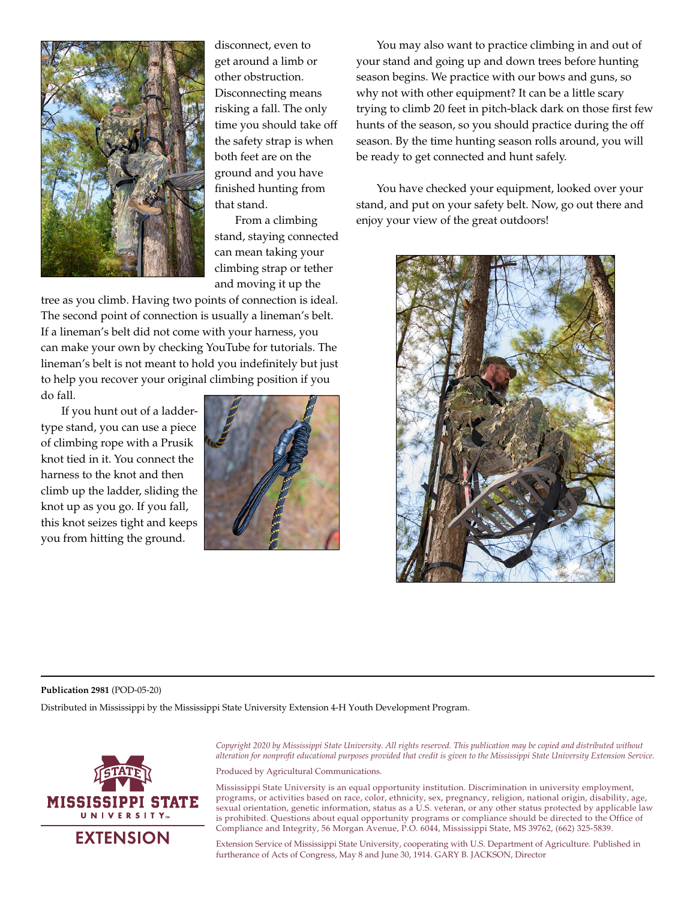disconnect, even to get around a limb or other obstruction. Disconnecting means risking a fall. The only time you should take off the safety strap is when both feet are on the ground and you have finished hunting from that stand.

From a climbing stand, staying connected can mean taking your climbing strap or tether and moving it up the tree as you climb. Having two points of connection is ideal. The second point of connection is usually a lineman's belt. If a lineman's belt did not come with your harness, you can make your own by checking YouTube for tutorials. The lineman's belt is not meant to hold you indefinitely but just to help you recover your original climbing position if you do fall.

If you hunt out of a ladder-type stand, you can use a piece of climbing rope with a Prusik knot tied in it. You connect the harness to the knot and then climb up the ladder, sliding the knot up as you go. If you fall, this knot seizes tight and keeps you from hitting the ground.

You may also want to practice climbing in and out of your stand and going up and down trees before hunting season begins. We practice with our bows and guns, so why not with other equipment? It can be a little scary trying to climb 20 feet in pitch-black dark on those first few hunts of the season, so you should practice during the off season. By the time hunting season rolls around, you will be ready to get connected and hunt safely.

You have checked your equipment, looked over your stand, and put on your safety belt. Now, go out there and enjoy your view of the great outdoors!

**Publication 2981** (POD-05-20)

Distributed in Mississippi by the Mississippi State University Extension 4-H Youth Development Program.

*Copyright 2020 by Mississippi State University. All rights reserved. This publication may be copied and distributed without alteration for nonprofit educational purposes provided that credit is given to the Mississippi State University Extension Service.*

Produced by Agricultural Communications.

Mississippi State University is an equal opportunity institution. Discrimination in university employment, programs, or activities based on race, color, ethnicity, sex, pregnancy, religion, national origin, disability, age, sexual orientation, genetic information, status as a U.S. veteran, or any other status protected by applicable law is prohibited. Questions about equal opportunity programs or compliance should be directed to the Office of Compliance and Integrity, 56 Morgan Avenue, P.O. 6044, Mississippi State, MS 39762, (662) 325-5839.

Extension Service of Mississippi State University, cooperating with U.S. Department of Agriculture. Published in furtherance of Acts of Congress, May 8 and June 30, 1914. GARY B. JACKSON, Director